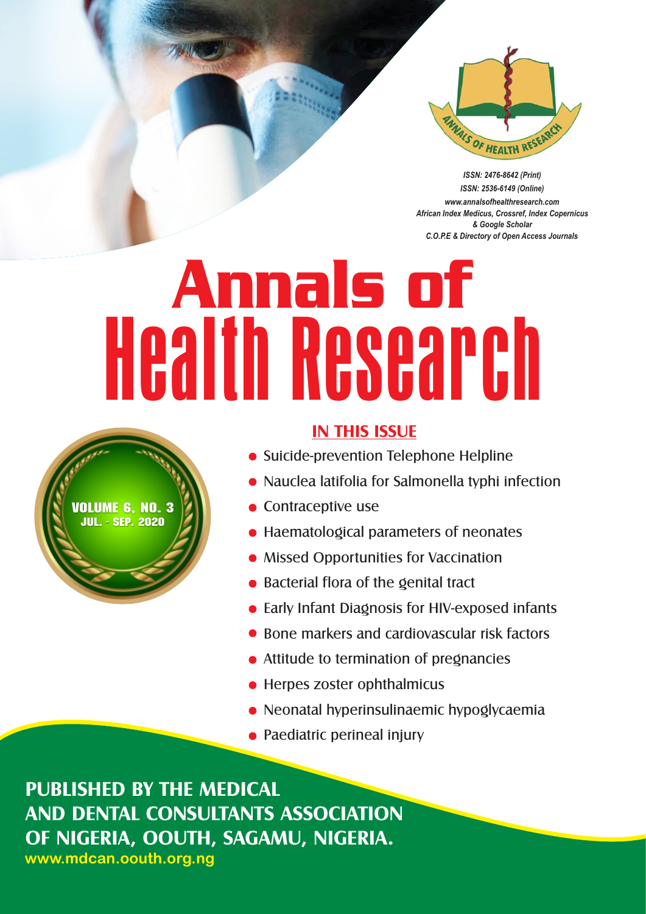ISSN: 2476-8642 (Print)
ISSN: 2536-6149 (Online)
www.annalsofhealthresearch.com
African Index Medicus, Crossref, Index Copernicus & Google Scholar
C.O.P.E & Directory of Open Access Journals

# Annals of Health Research

**VOLUME 6, NO. 3**
**JUL. - SEP. 2020**

## IN THIS ISSUE

- Suicide-prevention Telephone Helpline
- Nauclea latifolia for Salmonella typhi infection
- Contraceptive use
- Haematological parameters of neonates
- Missed Opportunities for Vaccination
- Bacterial flora of the genital tract
- Early Infant Diagnosis for HIV-exposed infants
- Bone markers and cardiovascular risk factors
- Attitude to termination of pregnancies
- Herpes zoster ophthalmicus
- Neonatal hyperinsulinaemic hypoglycaemia
- Paediatric perineal injury

**PUBLISHED BY THE MEDICAL AND DENTAL CONSULTANTS ASSOCIATION OF NIGERIA, OOUTH, SAGAMU, NIGERIA.**
www.mdcan.oouth.org.ng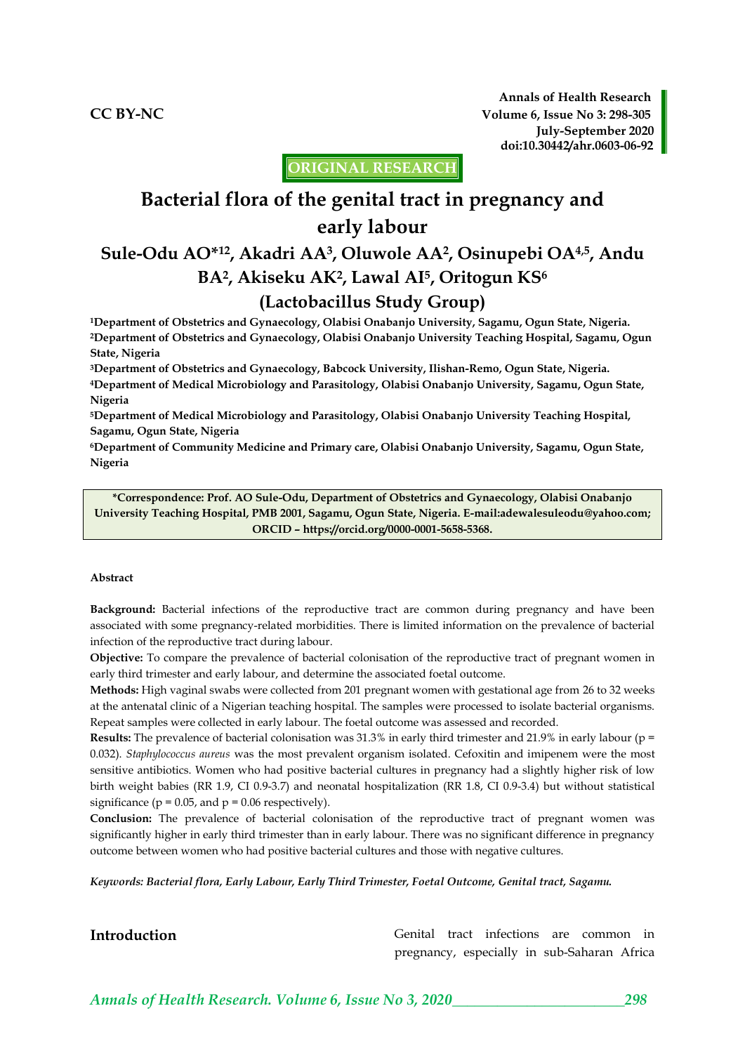CC BY-NC

**ORIGINAL RESEARCH**

# Bacterial flora of the genital tract in pregnancy and early labour

## Sule-Odu AO*[1,2], Akadri AA[3], Oluwole AA[2], Osinupebi OA[4,5], Andu BA[2], Akiseku AK[2], Lawal AI[5], Oritogun KS[6]

## (Lactobacillus Study Group)

[1]Department of Obstetrics and Gynaecology, Olabisi Onabanjo University, Sagamu, Ogun State, Nigeria.
[2]Department of Obstetrics and Gynaecology, Olabisi Onabanjo University Teaching Hospital, Sagamu, Ogun State, Nigeria
[3]Department of Obstetrics and Gynaecology, Babcock University, Ilishan-Remo, Ogun State, Nigeria.
[4]Department of Medical Microbiology and Parasitology, Olabisi Onabanjo University, Sagamu, Ogun State, Nigeria
[5]Department of Medical Microbiology and Parasitology, Olabisi Onabanjo University Teaching Hospital, Sagamu, Ogun State, Nigeria
[6]Department of Community Medicine and Primary care, Olabisi Onabanjo University, Sagamu, Ogun State, Nigeria

**\*Correspondence: Prof. AO Sule-Odu, Department of Obstetrics and Gynaecology, Olabisi Onabanjo University Teaching Hospital, PMB 2001, Sagamu, Ogun State, Nigeria. E-mail:adewalesuleodu@yahoo.com; ORCID – https://orcid.org/0000-0001-5658-5368.**

**Abstract**

**Background:** Bacterial infections of the reproductive tract are common during pregnancy and have been associated with some pregnancy-related morbidities. There is limited information on the prevalence of bacterial infection of the reproductive tract during labour.

**Objective:** To compare the prevalence of bacterial colonisation of the reproductive tract of pregnant women in early third trimester and early labour, and determine the associated foetal outcome.

**Methods:** High vaginal swabs were collected from 201 pregnant women with gestational age from 26 to 32 weeks at the antenatal clinic of a Nigerian teaching hospital. The samples were processed to isolate bacterial organisms. Repeat samples were collected in early labour. The foetal outcome was assessed and recorded.

**Results:** The prevalence of bacterial colonisation was 31.3% in early third trimester and 21.9% in early labour ($p = 0.032$). *Staphylococcus aureus* was the most prevalent organism isolated. Cefoxitin and imipenem were the most sensitive antibiotics. Women who had positive bacterial cultures in pregnancy had a slightly higher risk of low birth weight babies (RR 1.9, CI 0.9-3.7) and neonatal hospitalization (RR 1.8, CI 0.9-3.4) but without statistical significance ($p = 0.05$, and $p = 0.06$ respectively).

**Conclusion:** The prevalence of bacterial colonisation of the reproductive tract of pregnant women was significantly higher in early third trimester than in early labour. There was no significant difference in pregnancy outcome between women who had positive bacterial cultures and those with negative cultures.

***Keywords: Bacterial flora, Early Labour, Early Third Trimester, Foetal Outcome, Genital tract, Sagamu.***

## Introduction

Genital tract infections are common in pregnancy, especially in sub-Saharan Africa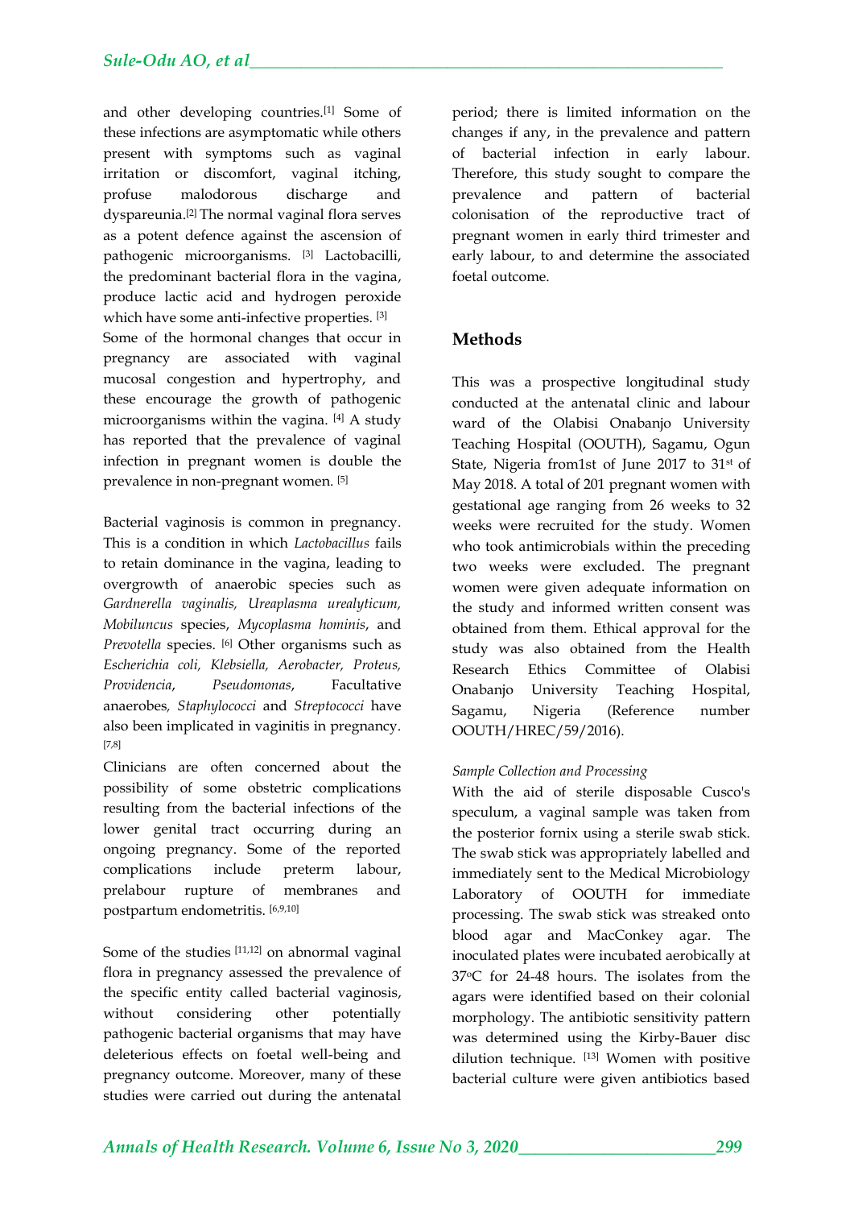and other developing countries.[1] Some of these infections are asymptomatic while others present with symptoms such as vaginal irritation or discomfort, vaginal itching, profuse malodorous discharge and dyspareunia.[2] The normal vaginal flora serves as a potent defence against the ascension of pathogenic microorganisms. [3] Lactobacilli, the predominant bacterial flora in the vagina, produce lactic acid and hydrogen peroxide which have some anti-infective properties. [3]

Some of the hormonal changes that occur in pregnancy are associated with vaginal mucosal congestion and hypertrophy, and these encourage the growth of pathogenic microorganisms within the vagina. [4] A study has reported that the prevalence of vaginal infection in pregnant women is double the prevalence in non-pregnant women. [5]

Bacterial vaginosis is common in pregnancy. This is a condition in which *Lactobacillus* fails to retain dominance in the vagina, leading to overgrowth of anaerobic species such as *Gardnerella vaginalis, Ureaplasma urealyticum, Mobiluncus* species, *Mycoplasma hominis*, and *Prevotella* species. [6] Other organisms such as *Escherichia coli, Klebsiella, Aerobacter, Proteus, Providencia*, *Pseudomonas*, Facultative anaerobes*, Staphylococci* and *Streptococci* have also been implicated in vaginitis in pregnancy. [7,8]

Clinicians are often concerned about the possibility of some obstetric complications resulting from the bacterial infections of the lower genital tract occurring during an ongoing pregnancy. Some of the reported complications include preterm labour, prelabour rupture of membranes and postpartum endometritis. [6,9,10]

Some of the studies [11,12] on abnormal vaginal flora in pregnancy assessed the prevalence of the specific entity called bacterial vaginosis, without considering other potentially pathogenic bacterial organisms that may have deleterious effects on foetal well-being and pregnancy outcome. Moreover, many of these studies were carried out during the antenatal period; there is limited information on the changes if any, in the prevalence and pattern of bacterial infection in early labour. Therefore, this study sought to compare the prevalence and pattern of bacterial colonisation of the reproductive tract of pregnant women in early third trimester and early labour, to and determine the associated foetal outcome.

## Methods

This was a prospective longitudinal study conducted at the antenatal clinic and labour ward of the Olabisi Onabanjo University Teaching Hospital (OOUTH), Sagamu, Ogun State, Nigeria from1st of June 2017 to 31st of May 2018. A total of 201 pregnant women with gestational age ranging from 26 weeks to 32 weeks were recruited for the study. Women who took antimicrobials within the preceding two weeks were excluded. The pregnant women were given adequate information on the study and informed written consent was obtained from them. Ethical approval for the study was also obtained from the Health Research Ethics Committee of Olabisi Onabanjo University Teaching Hospital, Sagamu, Nigeria (Reference number OOUTH/HREC/59/2016).

### *Sample Collection and Processing*

With the aid of sterile disposable Cusco's speculum, a vaginal sample was taken from the posterior fornix using a sterile swab stick. The swab stick was appropriately labelled and immediately sent to the Medical Microbiology Laboratory of OOUTH for immediate processing. The swab stick was streaked onto blood agar and MacConkey agar. The inoculated plates were incubated aerobically at 37$^{o}$C for 24-48 hours. The isolates from the agars were identified based on their colonial morphology. The antibiotic sensitivity pattern was determined using the Kirby-Bauer disc dilution technique. [13] Women with positive bacterial culture were given antibiotics based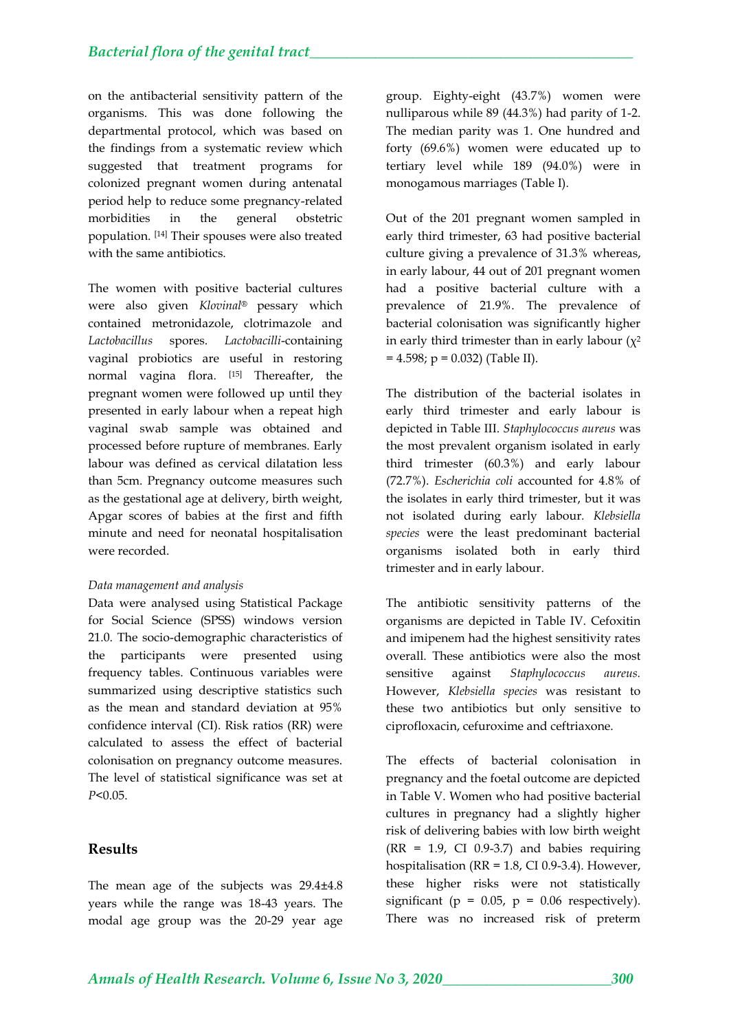on the antibacterial sensitivity pattern of the organisms. This was done following the departmental protocol, which was based on the findings from a systematic review which suggested that treatment programs for colonized pregnant women during antenatal period help to reduce some pregnancy-related morbidities in the general obstetric population. [14] Their spouses were also treated with the same antibiotics.

The women with positive bacterial cultures were also given *Klovinal*® pessary which contained metronidazole, clotrimazole and *Lactobacillus* spores. *Lactobacilli*-containing vaginal probiotics are useful in restoring normal vagina flora. [15] Thereafter, the pregnant women were followed up until they presented in early labour when a repeat high vaginal swab sample was obtained and processed before rupture of membranes. Early labour was defined as cervical dilatation less than 5cm. Pregnancy outcome measures such as the gestational age at delivery, birth weight, Apgar scores of babies at the first and fifth minute and need for neonatal hospitalisation were recorded.

*Data management and analysis*

Data were analysed using Statistical Package for Social Science (SPSS) windows version 21.0. The socio-demographic characteristics of the participants were presented using frequency tables. Continuous variables were summarized using descriptive statistics such as the mean and standard deviation at 95% confidence interval (CI). Risk ratios (RR) were calculated to assess the effect of bacterial colonisation on pregnancy outcome measures. The level of statistical significance was set at $P<0.05$.

## Results

The mean age of the subjects was 29.4±4.8 years while the range was 18-43 years. The modal age group was the 20-29 year age group. Eighty-eight (43.7%) women were nulliparous while 89 (44.3%) had parity of 1-2. The median parity was 1. One hundred and forty (69.6%) women were educated up to tertiary level while 189 (94.0%) were in monogamous marriages (Table I).

Out of the 201 pregnant women sampled in early third trimester, 63 had positive bacterial culture giving a prevalence of 31.3% whereas, in early labour, 44 out of 201 pregnant women had a positive bacterial culture with a prevalence of 21.9%. The prevalence of bacterial colonisation was significantly higher in early third trimester than in early labour ($\chi^2 = 4.598$; $p = 0.032$) (Table II).

The distribution of the bacterial isolates in early third trimester and early labour is depicted in Table III. *Staphylococcus aureus* was the most prevalent organism isolated in early third trimester (60.3%) and early labour (72.7%). *Escherichia coli* accounted for 4.8% of the isolates in early third trimester, but it was not isolated during early labour. *Klebsiella species* were the least predominant bacterial organisms isolated both in early third trimester and in early labour.

The antibiotic sensitivity patterns of the organisms are depicted in Table IV. Cefoxitin and imipenem had the highest sensitivity rates overall. These antibiotics were also the most sensitive against *Staphylococcus aureus.* However, *Klebsiella species* was resistant to these two antibiotics but only sensitive to ciprofloxacin, cefuroxime and ceftriaxone.

The effects of bacterial colonisation in pregnancy and the foetal outcome are depicted in Table V. Women who had positive bacterial cultures in pregnancy had a slightly higher risk of delivering babies with low birth weight (RR = 1.9, CI 0.9-3.7) and babies requiring hospitalisation (RR = 1.8, CI 0.9-3.4). However, these higher risks were not statistically significant ($p = 0.05$, $p = 0.06$ respectively). There was no increased risk of preterm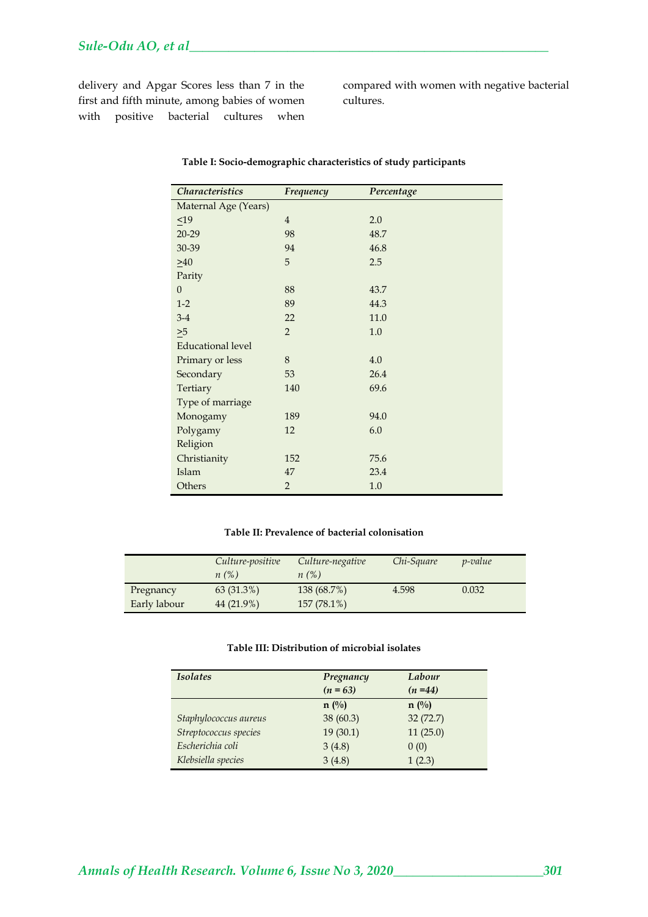delivery and Apgar Scores less than 7 in the first and fifth minute, among babies of women with positive bacterial cultures when compared with women with negative bacterial cultures.

**Table I: Socio-demographic characteristics of study participants**

| *Characteristics* | *Frequency* | *Percentage* |
|---|---|---|
| Maternal Age (Years) | | |
| ≤19 | 4 | 2.0 |
| 20-29 | 98 | 48.7 |
| 30-39 | 94 | 46.8 |
| ≥40 | 5 | 2.5 |
| Parity | | |
| 0 | 88 | 43.7 |
| 1-2 | 89 | 44.3 |
| 3-4 | 22 | 11.0 |
| ≥5 | 2 | 1.0 |
| Educational level | | |
| Primary or less | 8 | 4.0 |
| Secondary | 53 | 26.4 |
| Tertiary | 140 | 69.6 |
| Type of marriage | | |
| Monogamy | 189 | 94.0 |
| Polygamy | 12 | 6.0 |
| Religion | | |
| Christianity | 152 | 75.6 |
| Islam | 47 | 23.4 |
| Others | 2 | 1.0 |

**Table II: Prevalence of bacterial colonisation**

| | *Culture-positive n (%)* | *Culture-negative n (%)* | *Chi-Square* | *p-value* |
|---|---|---|---|---|
| Pregnancy | 63 (31.3%) | 138 (68.7%) | 4.598 | 0.032 |
| Early labour | 44 (21.9%) | 157 (78.1%) | | |

**Table III: Distribution of microbial isolates**

| *Isolates* | *Pregnancy (n = 63)* | *Labour (n =44)* |
|---|---|---|
| | **n (%)** | **n (%)** |
| *Staphylococcus aureus* | 38 (60.3) | 32 (72.7) |
| *Streptococcus species* | 19 (30.1) | 11 (25.0) |
| *Escherichia coli* | 3 (4.8) | 0 (0) |
| *Klebsiella species* | 3 (4.8) | 1 (2.3) |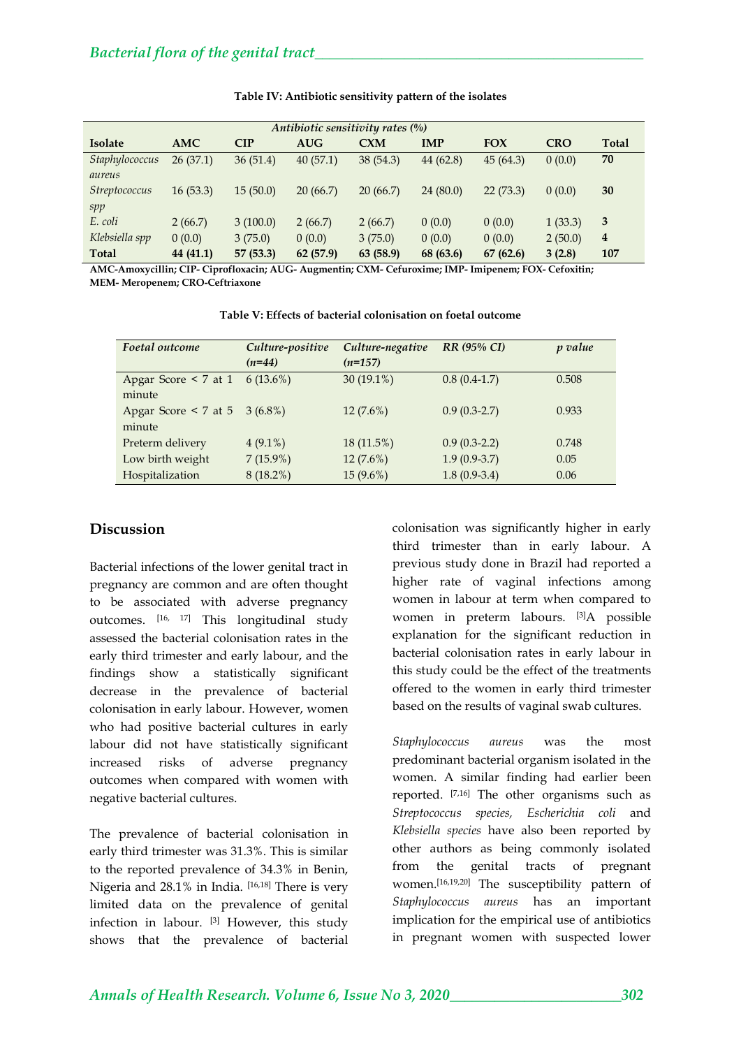**Table IV: Antibiotic sensitivity pattern of the isolates**

| | Antibiotic sensitivity rates (%) | | | | | | | |
|---|---|---|---|---|---|---|---|---|
| **Isolate** | **AMC** | **CIP** | **AUG** | **CXM** | **IMP** | **FOX** | **CRO** | **Total** |
| *Staphylococcus aureus* | 26 (37.1) | 36 (51.4) | 40 (57.1) | 38 (54.3) | 44 (62.8) | 45 (64.3) | 0 (0.0) | **70** |
| *Streptococcus spp* | 16 (53.3) | 15 (50.0) | 20 (66.7) | 20 (66.7) | 24 (80.0) | 22 (73.3) | 0 (0.0) | **30** |
| *E. coli* | 2 (66.7) | 3 (100.0) | 2 (66.7) | 2 (66.7) | 0 (0.0) | 0 (0.0) | 1 (33.3) | **3** |
| *Klebsiella spp* | 0 (0.0) | 3 (75.0) | 0 (0.0) | 3 (75.0) | 0 (0.0) | 0 (0.0) | 2 (50.0) | **4** |
| **Total** | **44 (41.1)** | **57 (53.3)** | **62 (57.9)** | **63 (58.9)** | **68 (63.6)** | **67 (62.6)** | **3 (2.8)** | **107** |

**AMC-Amoxycillin; CIP- Ciprofloxacin; AUG- Augmentin; CXM- Cefuroxime; IMP- Imipenem; FOX- Cefoxitin; MEM- Meropenem; CRO-Ceftriaxone**

**Table V: Effects of bacterial colonisation on foetal outcome**

| *Foetal outcome* | *Culture-positive (n=44)* | *Culture-negative (n=157)* | *RR (95% CI)* | *p value* |
|---|---|---|---|---|
| Apgar Score < 7 at 1 minute | 6 (13.6%) | 30 (19.1%) | 0.8 (0.4-1.7) | 0.508 |
| Apgar Score < 7 at 5 minute | 3 (6.8%) | 12 (7.6%) | 0.9 (0.3-2.7) | 0.933 |
| Preterm delivery | 4 (9.1%) | 18 (11.5%) | 0.9 (0.3-2.2) | 0.748 |
| Low birth weight | 7 (15.9%) | 12 (7.6%) | 1.9 (0.9-3.7) | 0.05 |
| Hospitalization | 8 (18.2%) | 15 (9.6%) | 1.8 (0.9-3.4) | 0.06 |

## Discussion

Bacterial infections of the lower genital tract in pregnancy are common and are often thought to be associated with adverse pregnancy outcomes. [16, 17] This longitudinal study assessed the bacterial colonisation rates in the early third trimester and early labour, and the findings show a statistically significant decrease in the prevalence of bacterial colonisation in early labour. However, women who had positive bacterial cultures in early labour did not have statistically significant increased risks of adverse pregnancy outcomes when compared with women with negative bacterial cultures.

The prevalence of bacterial colonisation in early third trimester was 31.3%. This is similar to the reported prevalence of 34.3% in Benin, Nigeria and 28.1% in India. [16,18] There is very limited data on the prevalence of genital infection in labour. [3] However, this study shows that the prevalence of bacterial colonisation was significantly higher in early third trimester than in early labour. A previous study done in Brazil had reported a higher rate of vaginal infections among women in labour at term when compared to women in preterm labours. [3]A possible explanation for the significant reduction in bacterial colonisation rates in early labour in this study could be the effect of the treatments offered to the women in early third trimester based on the results of vaginal swab cultures.

*Staphylococcus aureus* was the most predominant bacterial organism isolated in the women. A similar finding had earlier been reported. [7,16] The other organisms such as *Streptococcus species, Escherichia coli* and *Klebsiella species* have also been reported by other authors as being commonly isolated from the genital tracts of pregnant women.[16,19,20] The susceptibility pattern of *Staphylococcus aureus* has an important implication for the empirical use of antibiotics in pregnant women with suspected lower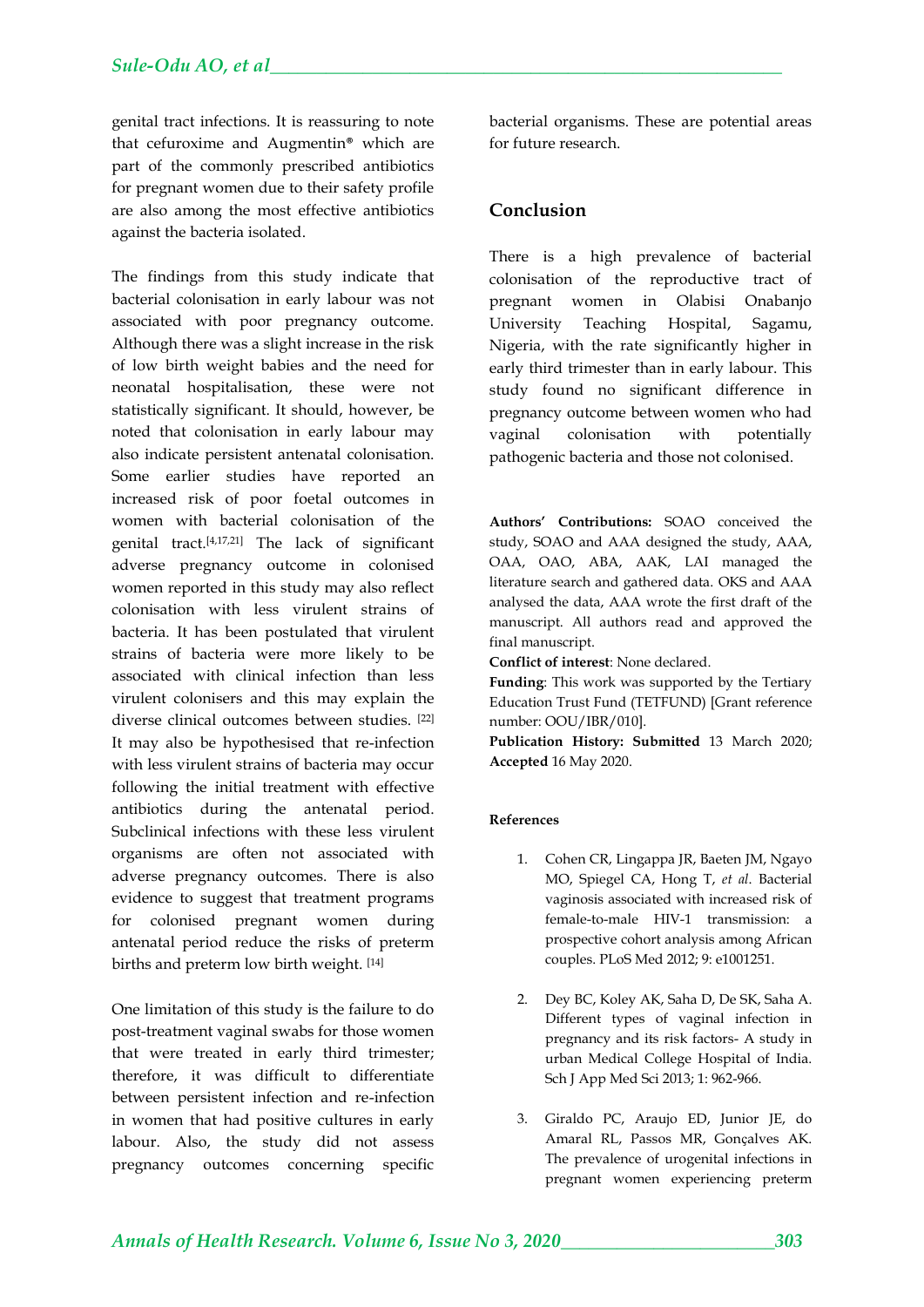genital tract infections. It is reassuring to note that cefuroxime and Augmentin® which are part of the commonly prescribed antibiotics for pregnant women due to their safety profile are also among the most effective antibiotics against the bacteria isolated.

The findings from this study indicate that bacterial colonisation in early labour was not associated with poor pregnancy outcome. Although there was a slight increase in the risk of low birth weight babies and the need for neonatal hospitalisation, these were not statistically significant. It should, however, be noted that colonisation in early labour may also indicate persistent antenatal colonisation. Some earlier studies have reported an increased risk of poor foetal outcomes in women with bacterial colonisation of the genital tract.[4,17,21] The lack of significant adverse pregnancy outcome in colonised women reported in this study may also reflect colonisation with less virulent strains of bacteria. It has been postulated that virulent strains of bacteria were more likely to be associated with clinical infection than less virulent colonisers and this may explain the diverse clinical outcomes between studies. [22] It may also be hypothesised that re-infection with less virulent strains of bacteria may occur following the initial treatment with effective antibiotics during the antenatal period. Subclinical infections with these less virulent organisms are often not associated with adverse pregnancy outcomes. There is also evidence to suggest that treatment programs for colonised pregnant women during antenatal period reduce the risks of preterm births and preterm low birth weight. [14]

One limitation of this study is the failure to do post-treatment vaginal swabs for those women that were treated in early third trimester; therefore, it was difficult to differentiate between persistent infection and re-infection in women that had positive cultures in early labour. Also, the study did not assess pregnancy outcomes concerning specific bacterial organisms. These are potential areas for future research.

## Conclusion

There is a high prevalence of bacterial colonisation of the reproductive tract of pregnant women in Olabisi Onabanjo University Teaching Hospital, Sagamu, Nigeria, with the rate significantly higher in early third trimester than in early labour. This study found no significant difference in pregnancy outcome between women who had vaginal colonisation with potentially pathogenic bacteria and those not colonised.

**Authors' Contributions:** SOAO conceived the study, SOAO and AAA designed the study, AAA, OAA, OAO, ABA, AAK, LAI managed the literature search and gathered data. OKS and AAA analysed the data, AAA wrote the first draft of the manuscript. All authors read and approved the final manuscript.

**Conflict of interest**: None declared.

**Funding**: This work was supported by the Tertiary Education Trust Fund (TETFUND) [Grant reference number: OOU/IBR/010].

**Publication History: Submitted** 13 March 2020; **Accepted** 16 May 2020.

### References

1. Cohen CR, Lingappa JR, Baeten JM, Ngayo MO, Spiegel CA, Hong T, *et al*. Bacterial vaginosis associated with increased risk of female-to-male HIV-1 transmission: a prospective cohort analysis among African couples. PLoS Med 2012; 9: e1001251.

2. Dey BC, Koley AK, Saha D, De SK, Saha A. Different types of vaginal infection in pregnancy and its risk factors- A study in urban Medical College Hospital of India. Sch J App Med Sci 2013; 1: 962-966.

3. Giraldo PC, Araujo ED, Junior JE, do Amaral RL, Passos MR, Gonçalves AK. The prevalence of urogenital infections in pregnant women experiencing preterm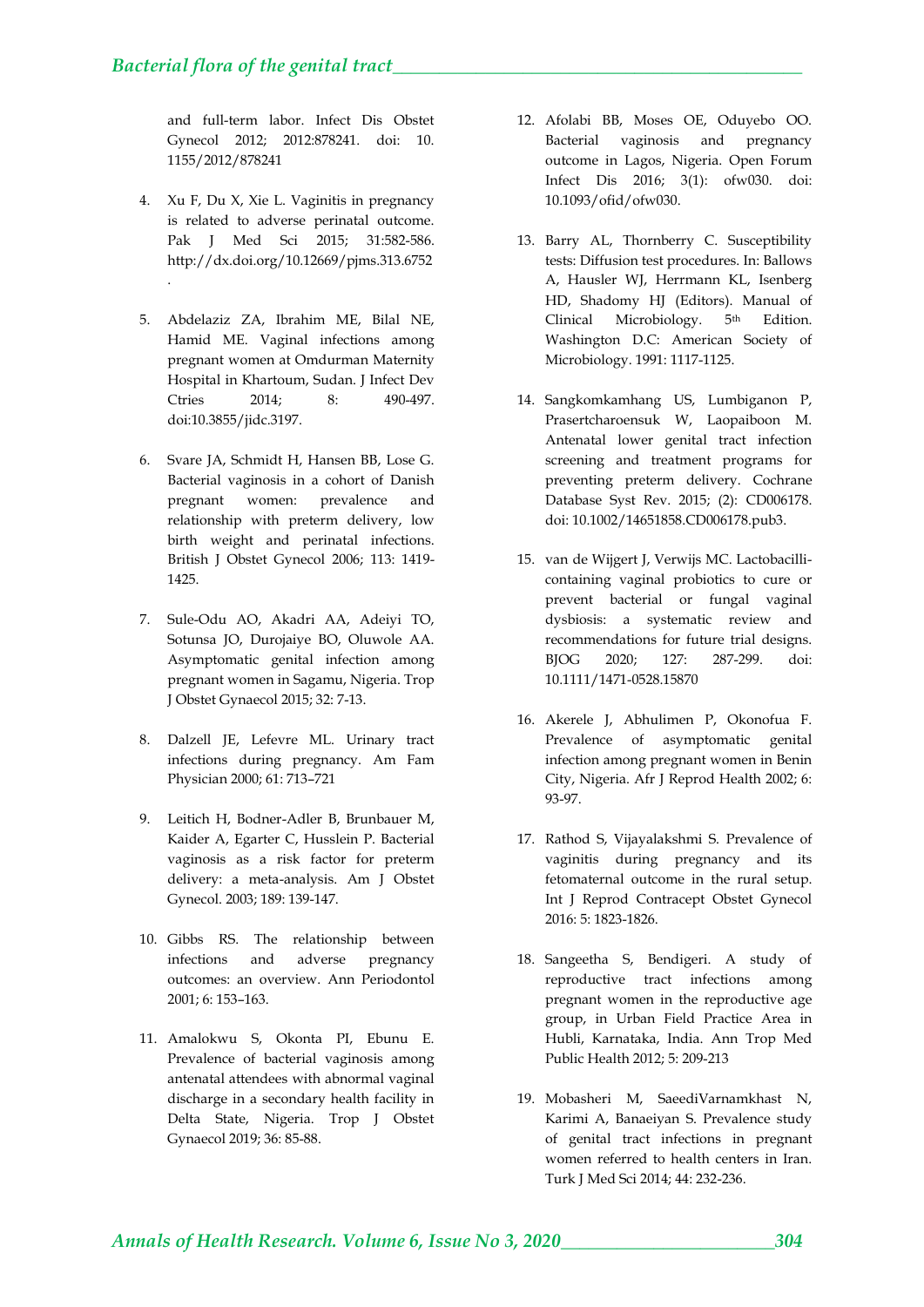and full-term labor. Infect Dis Obstet Gynecol 2012; 2012:878241. doi: 10. 1155/2012/878241

4. Xu F, Du X, Xie L. Vaginitis in pregnancy is related to adverse perinatal outcome. Pak J Med Sci 2015; 31:582-586. http://dx.doi.org/10.12669/pjms.313.6752 .

5. Abdelaziz ZA, Ibrahim ME, Bilal NE, Hamid ME. Vaginal infections among pregnant women at Omdurman Maternity Hospital in Khartoum, Sudan. J Infect Dev Ctries 2014; 8: 490-497. doi:10.3855/jidc.3197.

6. Svare JA, Schmidt H, Hansen BB, Lose G. Bacterial vaginosis in a cohort of Danish pregnant women: prevalence and relationship with preterm delivery, low birth weight and perinatal infections. British J Obstet Gynecol 2006; 113: 1419-1425.

7. Sule-Odu AO, Akadri AA, Adeiyi TO, Sotunsa JO, Durojaiye BO, Oluwole AA. Asymptomatic genital infection among pregnant women in Sagamu, Nigeria. Trop J Obstet Gynaecol 2015; 32: 7-13.

8. Dalzell JE, Lefevre ML. Urinary tract infections during pregnancy. Am Fam Physician 2000; 61: 713–721

9. Leitich H, Bodner-Adler B, Brunbauer M, Kaider A, Egarter C, Husslein P. Bacterial vaginosis as a risk factor for preterm delivery: a meta-analysis. Am J Obstet Gynecol. 2003; 189: 139-147.

10. Gibbs RS. The relationship between infections and adverse pregnancy outcomes: an overview. Ann Periodontol 2001; 6: 153–163.

11. Amalokwu S, Okonta PI, Ebunu E. Prevalence of bacterial vaginosis among antenatal attendees with abnormal vaginal discharge in a secondary health facility in Delta State, Nigeria. Trop J Obstet Gynaecol 2019; 36: 85-88.

12. Afolabi BB, Moses OE, Oduyebo OO. Bacterial vaginosis and pregnancy outcome in Lagos, Nigeria. Open Forum Infect Dis 2016; 3(1): ofw030. doi: 10.1093/ofid/ofw030.

13. Barry AL, Thornberry C. Susceptibility tests: Diffusion test procedures. In: Ballows A, Hausler WJ, Herrmann KL, Isenberg HD, Shadomy HJ (Editors). Manual of Clinical Microbiology. 5th Edition. Washington D.C: American Society of Microbiology. 1991: 1117-1125.

14. Sangkomkamhang US, Lumbiganon P, Prasertcharoensuk W, Laopaiboon M. Antenatal lower genital tract infection screening and treatment programs for preventing preterm delivery. Cochrane Database Syst Rev. 2015; (2): CD006178. doi: 10.1002/14651858.CD006178.pub3.

15. van de Wijgert J, Verwijs MC. Lactobacilli-containing vaginal probiotics to cure or prevent bacterial or fungal vaginal dysbiosis: a systematic review and recommendations for future trial designs. BJOG 2020; 127: 287-299. doi: 10.1111/1471-0528.15870

16. Akerele J, Abhulimen P, Okonofua F. Prevalence of asymptomatic genital infection among pregnant women in Benin City, Nigeria. Afr J Reprod Health 2002; 6: 93-97.

17. Rathod S, Vijayalakshmi S. Prevalence of vaginitis during pregnancy and its fetomaternal outcome in the rural setup. Int J Reprod Contracept Obstet Gynecol 2016: 5: 1823-1826.

18. Sangeetha S, Bendigeri. A study of reproductive tract infections among pregnant women in the reproductive age group, in Urban Field Practice Area in Hubli, Karnataka, India. Ann Trop Med Public Health 2012; 5: 209-213

19. Mobasheri M, SaeediVarnamkhast N, Karimi A, Banaeiyan S. Prevalence study of genital tract infections in pregnant women referred to health centers in Iran. Turk J Med Sci 2014; 44: 232-236.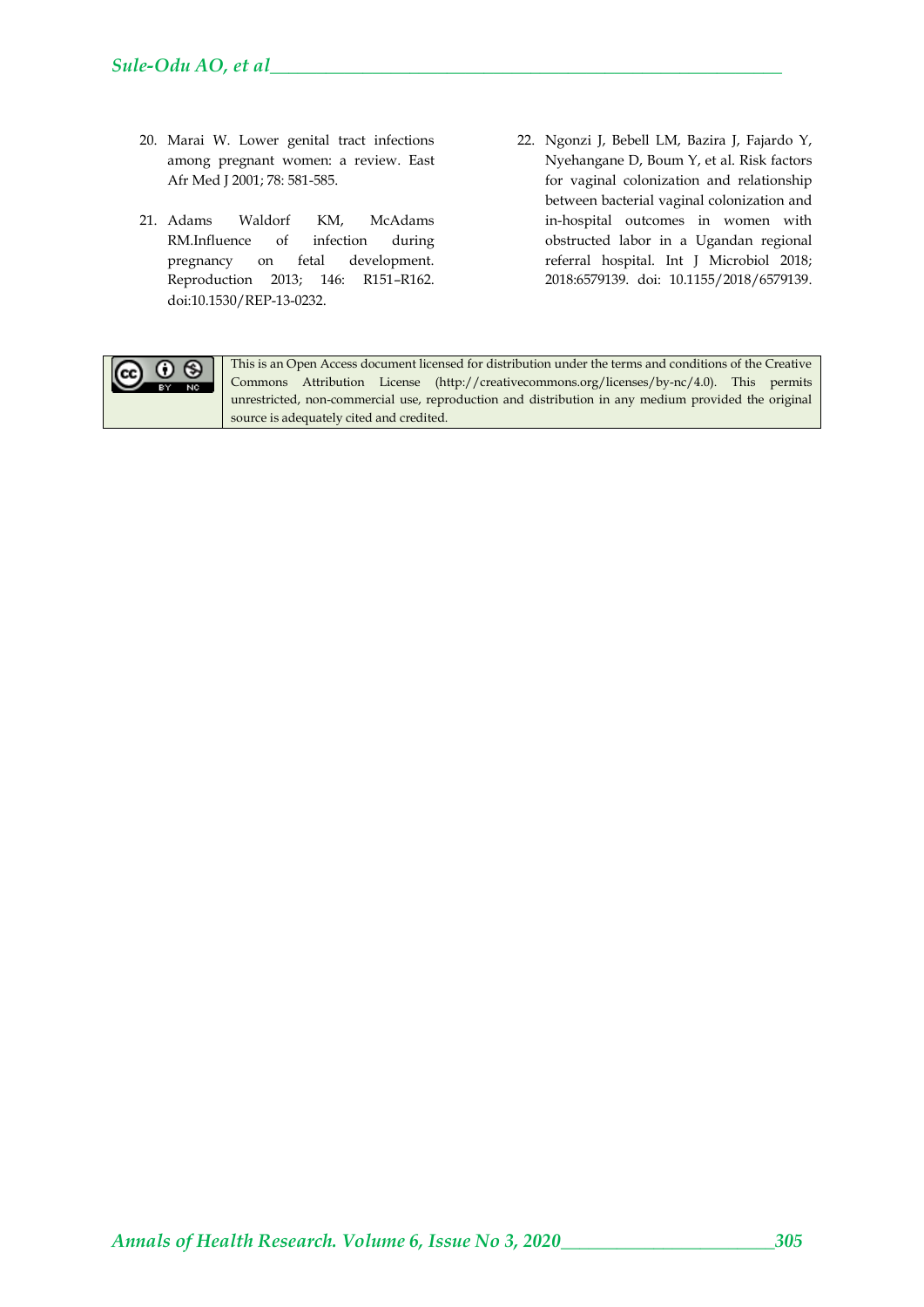20. Marai W. Lower genital tract infections among pregnant women: a review. East Afr Med J 2001; 78: 581-585.

21. Adams Waldorf KM, McAdams RM.Influence of infection during pregnancy on fetal development. Reproduction 2013; 146: R151–R162. doi:10.1530/REP-13-0232.

22. Ngonzi J, Bebell LM, Bazira J, Fajardo Y, Nyehangane D, Boum Y, et al. Risk factors for vaginal colonization and relationship between bacterial vaginal colonization and in-hospital outcomes in women with obstructed labor in a Ugandan regional referral hospital. Int J Microbiol 2018; 2018:6579139. doi: 10.1155/2018/6579139.

This is an Open Access document licensed for distribution under the terms and conditions of the Creative Commons Attribution License (http://creativecommons.org/licenses/by-nc/4.0). This permits unrestricted, non-commercial use, reproduction and distribution in any medium provided the original source is adequately cited and credited.